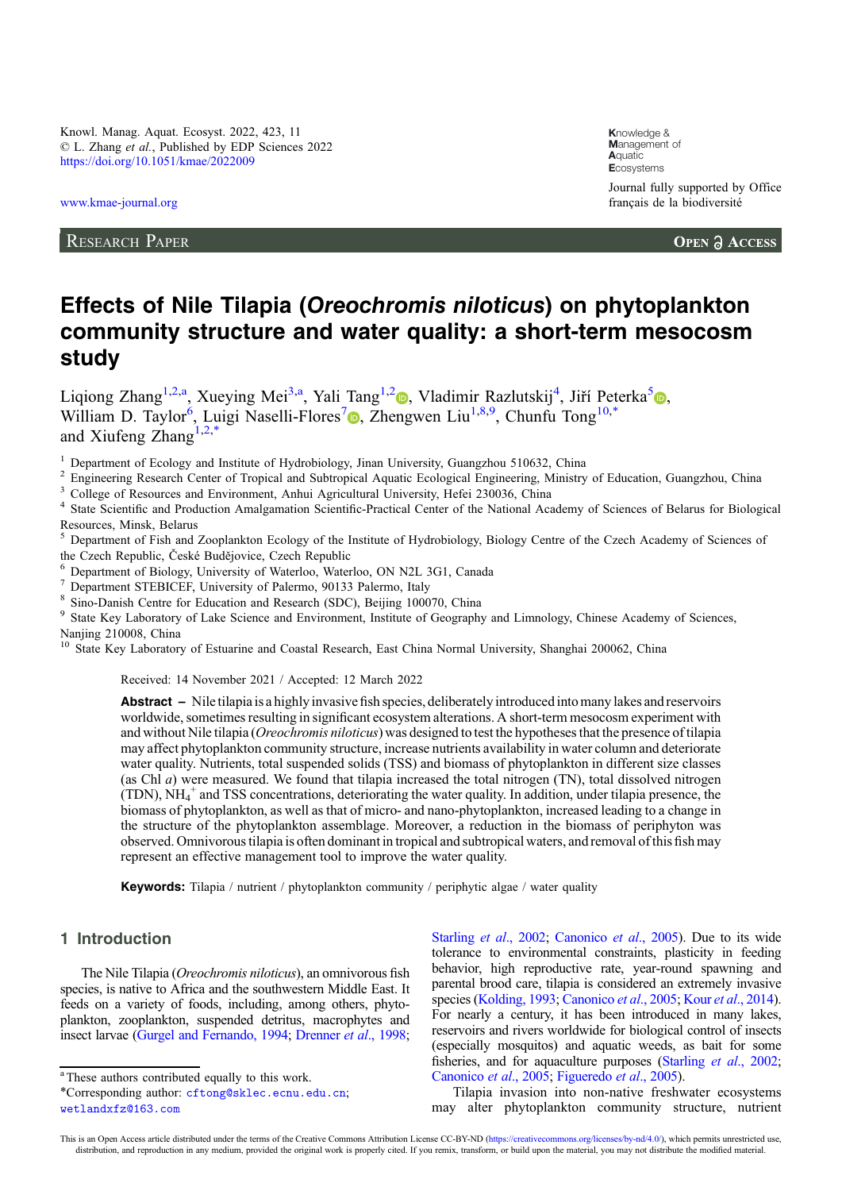Knowl. Manag. Aquat. Ecosyst. 2022, 423, 11
© L. Zhang *et al.*, Published by EDP Sciences 2022
https://doi.org/10.1051/kmae/2022009

www.kmae-journal.org

**K**nowledge & **M**anagement of **A**quatic **E**cosystems

Journal fully supported by Office français de la biodiversité

RESEARCH PAPER — OPEN ACCESS

# Effects of Nile Tilapia (*Oreochromis niloticus*) on phytoplankton community structure and water quality: a short-term mesocosm study

Liqiong Zhang[1,2,a], Xueying Mei[3,a], Yali Tang[1,2], Vladimir Razlutskij[4], Jiří Peterka[5], William D. Taylor[6], Luigi Naselli-Flores[7], Zhengwen Liu[1,8,9], Chunfu Tong[10,*] and Xiufeng Zhang[1,2,*]

[1] Department of Ecology and Institute of Hydrobiology, Jinan University, Guangzhou 510632, China
[2] Engineering Research Center of Tropical and Subtropical Aquatic Ecological Engineering, Ministry of Education, Guangzhou, China
[3] College of Resources and Environment, Anhui Agricultural University, Hefei 230036, China
[4] State Scientific and Production Amalgamation Scientific-Practical Center of the National Academy of Sciences of Belarus for Biological Resources, Minsk, Belarus
[5] Department of Fish and Zooplankton Ecology of the Institute of Hydrobiology, Biology Centre of the Czech Academy of Sciences of the Czech Republic, České Budějovice, Czech Republic
[6] Department of Biology, University of Waterloo, Waterloo, ON N2L 3G1, Canada
[7] Department STEBICEF, University of Palermo, 90133 Palermo, Italy
[8] Sino-Danish Centre for Education and Research (SDC), Beijing 100070, China
[9] State Key Laboratory of Lake Science and Environment, Institute of Geography and Limnology, Chinese Academy of Sciences, Nanjing 210008, China
[10] State Key Laboratory of Estuarine and Coastal Research, East China Normal University, Shanghai 200062, China

Received: 14 November 2021 / Accepted: 12 March 2022

**Abstract** – Nile tilapia is a highly invasive fish species, deliberately introduced into many lakes and reservoirs worldwide, sometimes resulting in significant ecosystem alterations. A short-term mesocosm experiment with and without Nile tilapia (*Oreochromis niloticus*) was designed to test the hypotheses that the presence of tilapia may affect phytoplankton community structure, increase nutrients availability in water column and deteriorate water quality. Nutrients, total suspended solids (TSS) and biomass of phytoplankton in different size classes (as Chl *a*) were measured. We found that tilapia increased the total nitrogen (TN), total dissolved nitrogen (TDN), $NH_4^+$ and TSS concentrations, deteriorating the water quality. In addition, under tilapia presence, the biomass of phytoplankton, as well as that of micro- and nano-phytoplankton, increased leading to a change in the structure of the phytoplankton assemblage. Moreover, a reduction in the biomass of periphyton was observed. Omnivorous tilapia is often dominant in tropical and subtropical waters, and removal of this fish may represent an effective management tool to improve the water quality.

**Keywords:** Tilapia / nutrient / phytoplankton community / periphytic algae / water quality

## 1 Introduction

The Nile Tilapia (*Oreochromis niloticus*), an omnivorous fish species, is native to Africa and the southwestern Middle East. It feeds on a variety of foods, including, among others, phytoplankton, zooplankton, suspended detritus, macrophytes and insect larvae (Gurgel and Fernando, 1994; Drenner *et al.*, 1998; Starling *et al.*, 2002; Canonico *et al.*, 2005). Due to its wide tolerance to environmental constraints, plasticity in feeding behavior, high reproductive rate, year-round spawning and parental brood care, tilapia is considered an extremely invasive species (Kolding, 1993; Canonico *et al.*, 2005; Kour *et al.*, 2014). For nearly a century, it has been introduced in many lakes, reservoirs and rivers worldwide for biological control of insects (especially mosquitos) and aquatic weeds, as bait for some fisheries, and for aquaculture purposes (Starling *et al.*, 2002; Canonico *et al.*, 2005; Figueredo *et al.*, 2005).

Tilapia invasion into non-native freshwater ecosystems may alter phytoplankton community structure, nutrient

[a] These authors contributed equally to this work.
*Corresponding author: cftong@sklec.ecnu.edu.cn; wetlandxfz@163.com

This is an Open Access article distributed under the terms of the Creative Commons Attribution License CC-BY-ND (https://creativecommons.org/licenses/by-nd/4.0/), which permits unrestricted use, distribution, and reproduction in any medium, provided the original work is properly cited. If you remix, transform, or build upon the material, you may not distribute the modified material.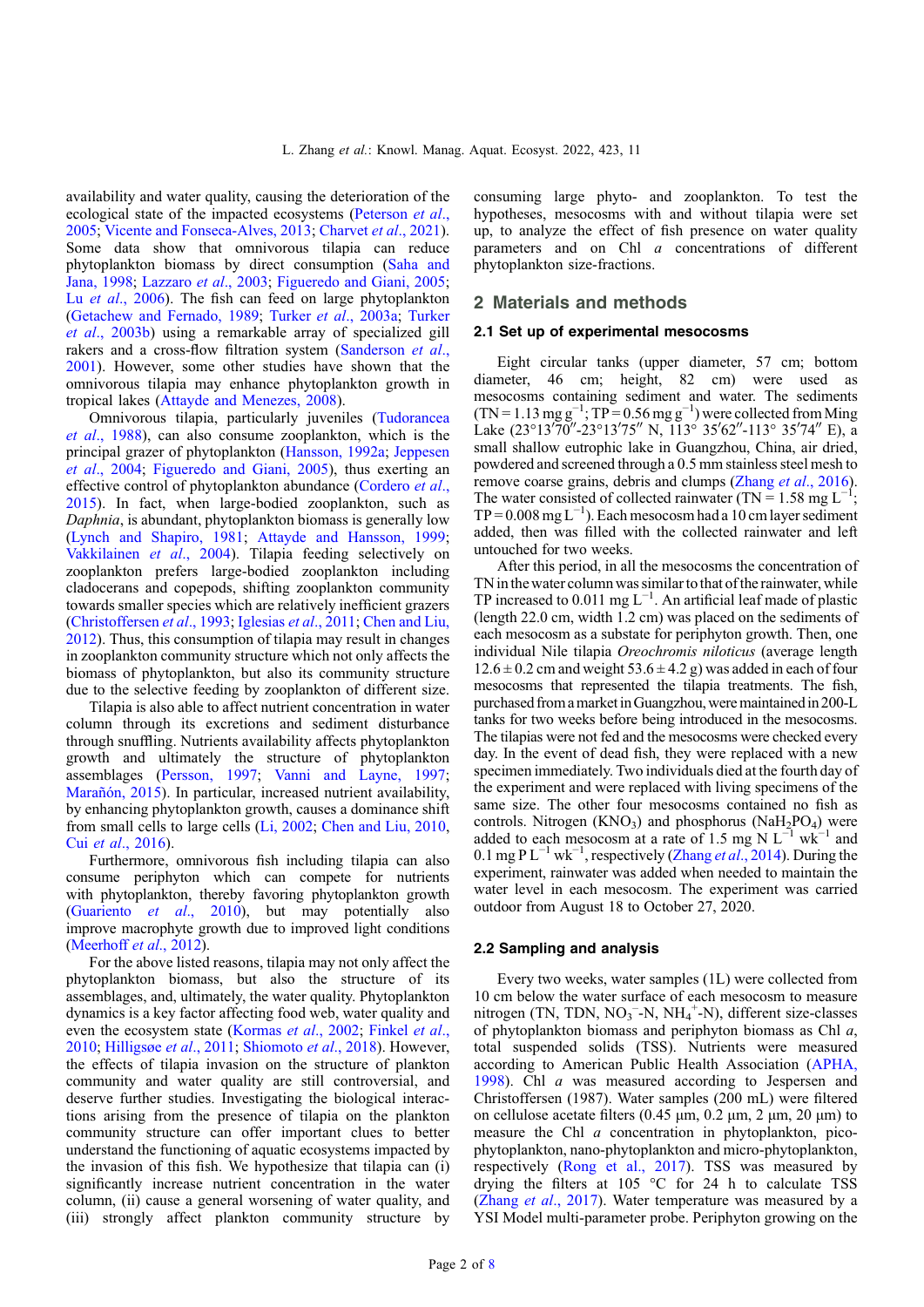availability and water quality, causing the deterioration of the ecological state of the impacted ecosystems (Peterson *et al*., 2005; Vicente and Fonseca-Alves, 2013; Charvet *et al*., 2021). Some data show that omnivorous tilapia can reduce phytoplankton biomass by direct consumption (Saha and Jana, 1998; Lazzaro *et al*., 2003; Figueredo and Giani, 2005; Lu *et al*., 2006). The fish can feed on large phytoplankton (Getachew and Fernado, 1989; Turker *et al*., 2003a; Turker *et al*., 2003b) using a remarkable array of specialized gill rakers and a cross-flow filtration system (Sanderson *et al*., 2001). However, some other studies have shown that the omnivorous tilapia may enhance phytoplankton growth in tropical lakes (Attayde and Menezes, 2008).

Omnivorous tilapia, particularly juveniles (Tudorancea *et al*., 1988), can also consume zooplankton, which is the principal grazer of phytoplankton (Hansson, 1992a; Jeppesen *et al*., 2004; Figueredo and Giani, 2005), thus exerting an effective control of phytoplankton abundance (Cordero *et al*., 2015). In fact, when large-bodied zooplankton, such as *Daphnia*, is abundant, phytoplankton biomass is generally low (Lynch and Shapiro, 1981; Attayde and Hansson, 1999; Vakkilainen *et al*., 2004). Tilapia feeding selectively on zooplankton prefers large-bodied zooplankton including cladocerans and copepods, shifting zooplankton community towards smaller species which are relatively inefficient grazers (Christoffersen *et al*., 1993; Iglesias *et al*., 2011; Chen and Liu, 2012). Thus, this consumption of tilapia may result in changes in zooplankton community structure which not only affects the biomass of phytoplankton, but also its community structure due to the selective feeding by zooplankton of different size.

Tilapia is also able to affect nutrient concentration in water column through its excretions and sediment disturbance through snuffling. Nutrients availability affects phytoplankton growth and ultimately the structure of phytoplankton assemblages (Persson, 1997; Vanni and Layne, 1997; Marañón, 2015). In particular, increased nutrient availability, by enhancing phytoplankton growth, causes a dominance shift from small cells to large cells (Li, 2002; Chen and Liu, 2010, Cui *et al*., 2016).

Furthermore, omnivorous fish including tilapia can also consume periphyton which can compete for nutrients with phytoplankton, thereby favoring phytoplankton growth (Guariento *et al*., 2010), but may potentially also improve macrophyte growth due to improved light conditions (Meerhoff *et al*., 2012).

For the above listed reasons, tilapia may not only affect the phytoplankton biomass, but also the structure of its assemblages, and, ultimately, the water quality. Phytoplankton dynamics is a key factor affecting food web, water quality and even the ecosystem state (Kormas *et al*., 2002; Finkel *et al*., 2010; Hilligsøe *et al*., 2011; Shiomoto *et al*., 2018). However, the effects of tilapia invasion on the structure of plankton community and water quality are still controversial, and deserve further studies. Investigating the biological interactions arising from the presence of tilapia on the plankton community structure can offer important clues to better understand the functioning of aquatic ecosystems impacted by the invasion of this fish. We hypothesize that tilapia can (i) significantly increase nutrient concentration in the water column, (ii) cause a general worsening of water quality, and (iii) strongly affect plankton community structure by consuming large phyto- and zooplankton. To test the hypotheses, mesocosms with and without tilapia were set up, to analyze the effect of fish presence on water quality parameters and on Chl *a* concentrations of different phytoplankton size-fractions.

## 2 Materials and methods

### 2.1 Set up of experimental mesocosms

Eight circular tanks (upper diameter, 57 cm; bottom diameter, 46 cm; height, 82 cm) were used as mesocosms containing sediment and water. The sediments (TN = 1.13 mg g$^{-1}$; TP = 0.56 mg g$^{-1}$) were collected from Ming Lake (23°13′70″-23°13′75″ N, 113° 35′62″-113° 35′74″ E), a small shallow eutrophic lake in Guangzhou, China, air dried, powdered and screened through a 0.5 mm stainless steel mesh to remove coarse grains, debris and clumps (Zhang *et al*., 2016). The water consisted of collected rainwater (TN = 1.58 mg L$^{-1}$; TP = 0.008 mg L$^{-1}$). Each mesocosm had a 10 cm layer sediment added, then was filled with the collected rainwater and left untouched for two weeks.

After this period, in all the mesocosms the concentration of TN in the water column was similar to that of the rainwater, while TP increased to 0.011 mg L$^{-1}$. An artificial leaf made of plastic (length 22.0 cm, width 1.2 cm) was placed on the sediments of each mesocosm as a substate for periphyton growth. Then, one individual Nile tilapia *Oreochromis niloticus* (average length 12.6 ± 0.2 cm and weight 53.6 ± 4.2 g) was added in each of four mesocosms that represented the tilapia treatments. The fish, purchased from a market in Guangzhou, were maintained in 200-L tanks for two weeks before being introduced in the mesocosms. The tilapias were not fed and the mesocosms were checked every day. In the event of dead fish, they were replaced with a new specimen immediately. Two individuals died at the fourth day of the experiment and were replaced with living specimens of the same size. The other four mesocosms contained no fish as controls. Nitrogen ($KNO_3$) and phosphorus ($NaH_2PO_4$) were added to each mesocosm at a rate of 1.5 mg N L$^{-1}$ wk$^{-1}$ and 0.1 mg P L$^{-1}$ wk$^{-1}$, respectively (Zhang *et al*., 2014). During the experiment, rainwater was added when needed to maintain the water level in each mesocosm. The experiment was carried outdoor from August 18 to October 27, 2020.

### 2.2 Sampling and analysis

Every two weeks, water samples (1L) were collected from 10 cm below the water surface of each mesocosm to measure nitrogen (TN, TDN, $NO_3^-$-N, $NH_4^+$-N), different size-classes of phytoplankton biomass and periphyton biomass as Chl *a*, total suspended solids (TSS). Nutrients were measured according to American Public Health Association (APHA, 1998). Chl *a* was measured according to Jespersen and Christoffersen (1987). Water samples (200 mL) were filtered on cellulose acetate filters (0.45 µm, 0.2 µm, 2 µm, 20 µm) to measure the Chl *a* concentration in phytoplankton, pico-phytoplankton, nano-phytoplankton and micro-phytoplankton, respectively (Rong et al., 2017). TSS was measured by drying the filters at 105 °C for 24 h to calculate TSS (Zhang *et al*., 2017). Water temperature was measured by a YSI Model multi-parameter probe. Periphyton growing on the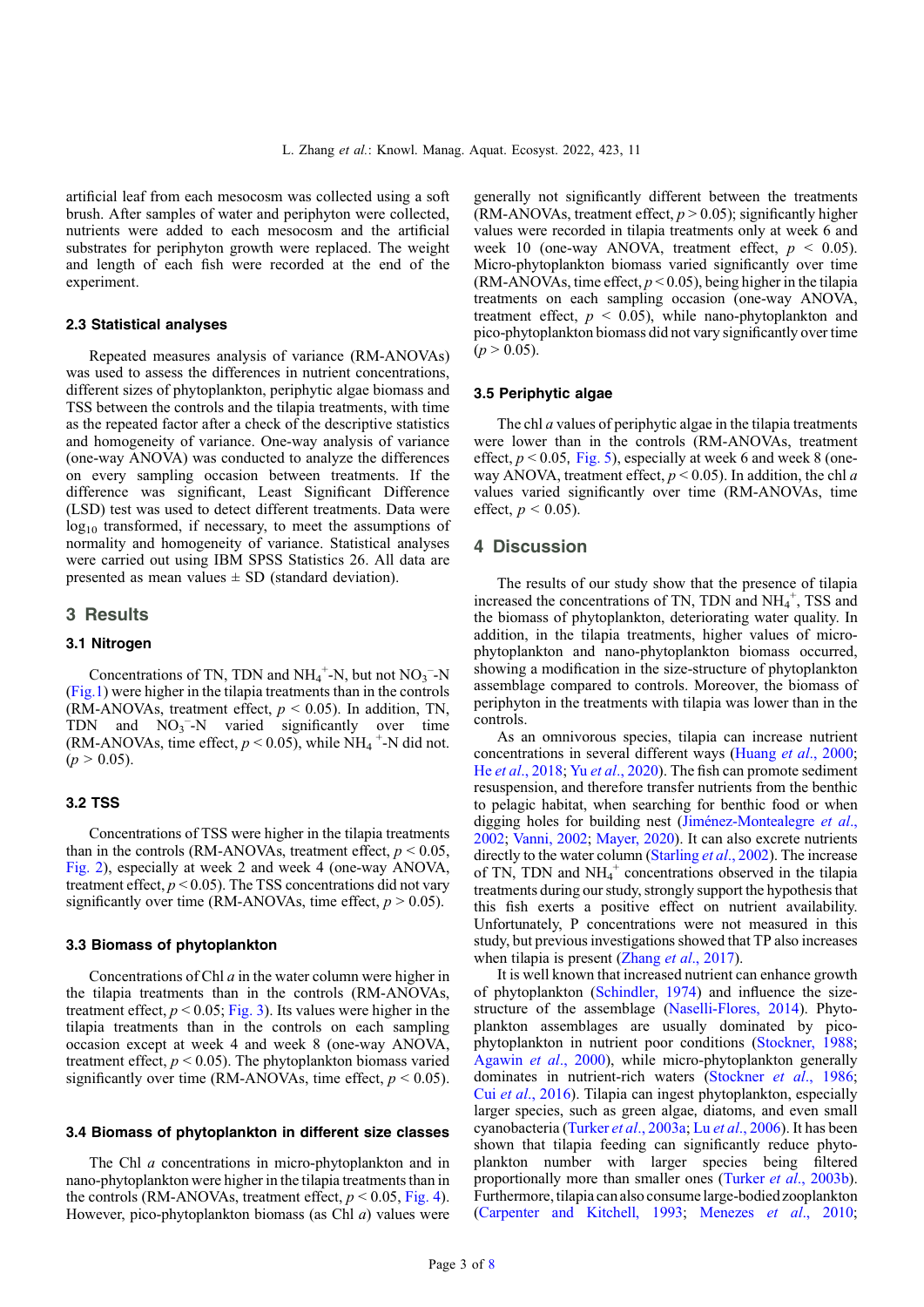artificial leaf from each mesocosm was collected using a soft brush. After samples of water and periphyton were collected, nutrients were added to each mesocosm and the artificial substrates for periphyton growth were replaced. The weight and length of each fish were recorded at the end of the experiment.

### 2.3 Statistical analyses

Repeated measures analysis of variance (RM-ANOVAs) was used to assess the differences in nutrient concentrations, different sizes of phytoplankton, periphytic algae biomass and TSS between the controls and the tilapia treatments, with time as the repeated factor after a check of the descriptive statistics and homogeneity of variance. One-way analysis of variance (one-way ANOVA) was conducted to analyze the differences on every sampling occasion between treatments. If the difference was significant, Least Significant Difference (LSD) test was used to detect different treatments. Data were $\log_{10}$ transformed, if necessary, to meet the assumptions of normality and homogeneity of variance. Statistical analyses were carried out using IBM SPSS Statistics 26. All data are presented as mean values ± SD (standard deviation).

## 3 Results

### 3.1 Nitrogen

Concentrations of TN, TDN and $NH_4^+$-N, but not $NO_3^-$-N (Fig.1) were higher in the tilapia treatments than in the controls (RM-ANOVAs, treatment effect, $p < 0.05$). In addition, TN, TDN and $NO_3^-$-N varied significantly over time (RM-ANOVAs, time effect, $p < 0.05$), while $NH_4^+$-N did not. ($p > 0.05$).

### 3.2 TSS

Concentrations of TSS were higher in the tilapia treatments than in the controls (RM-ANOVAs, treatment effect, $p < 0.05$, Fig. 2), especially at week 2 and week 4 (one-way ANOVA, treatment effect, $p < 0.05$). The TSS concentrations did not vary significantly over time (RM-ANOVAs, time effect, $p > 0.05$).

### 3.3 Biomass of phytoplankton

Concentrations of Chl *a* in the water column were higher in the tilapia treatments than in the controls (RM-ANOVAs, treatment effect, $p < 0.05$; Fig. 3). Its values were higher in the tilapia treatments than in the controls on each sampling occasion except at week 4 and week 8 (one-way ANOVA, treatment effect, $p < 0.05$). The phytoplankton biomass varied significantly over time (RM-ANOVAs, time effect, $p < 0.05$).

### 3.4 Biomass of phytoplankton in different size classes

The Chl *a* concentrations in micro-phytoplankton and in nano-phytoplankton were higher in the tilapia treatments than in the controls (RM-ANOVAs, treatment effect, $p < 0.05$, Fig. 4). However, pico-phytoplankton biomass (as Chl *a*) values were generally not significantly different between the treatments (RM-ANOVAs, treatment effect, $p > 0.05$); significantly higher values were recorded in tilapia treatments only at week 6 and week 10 (one-way ANOVA, treatment effect, $p < 0.05$). Micro-phytoplankton biomass varied significantly over time (RM-ANOVAs, time effect, $p < 0.05$), being higher in the tilapia treatments on each sampling occasion (one-way ANOVA, treatment effect, $p < 0.05$), while nano-phytoplankton and pico-phytoplankton biomass did not vary significantly over time ($p > 0.05$).

### 3.5 Periphytic algae

The chl *a* values of periphytic algae in the tilapia treatments were lower than in the controls (RM-ANOVAs, treatment effect, $p < 0.05$, Fig. 5), especially at week 6 and week 8 (one-way ANOVA, treatment effect, $p < 0.05$). In addition, the chl *a* values varied significantly over time (RM-ANOVAs, time effect, $p < 0.05$).

## 4 Discussion

The results of our study show that the presence of tilapia increased the concentrations of TN, TDN and $NH_4^+$, TSS and the biomass of phytoplankton, deteriorating water quality. In addition, in the tilapia treatments, higher values of micro-phytoplankton and nano-phytoplankton biomass occurred, showing a modification in the size-structure of phytoplankton assemblage compared to controls. Moreover, the biomass of periphyton in the treatments with tilapia was lower than in the controls.

As an omnivorous species, tilapia can increase nutrient concentrations in several different ways (Huang *et al*., 2000; He *et al*., 2018; Yu *et al*., 2020). The fish can promote sediment resuspension, and therefore transfer nutrients from the benthic to pelagic habitat, when searching for benthic food or when digging holes for building nest (Jiménez-Montealegre *et al*., 2002; Vanni, 2002; Mayer, 2020). It can also excrete nutrients directly to the water column (Starling *et al*., 2002). The increase of TN, TDN and $NH_4^+$ concentrations observed in the tilapia treatments during our study, strongly support the hypothesis that this fish exerts a positive effect on nutrient availability. Unfortunately, P concentrations were not measured in this study, but previous investigations showed that TP also increases when tilapia is present (Zhang *et al*., 2017).

It is well known that increased nutrient can enhance growth of phytoplankton (Schindler, 1974) and influence the size-structure of the assemblage (Naselli-Flores, 2014). Phytoplankton assemblages are usually dominated by pico-phytoplankton in nutrient poor conditions (Stockner, 1988; Agawin *et al*., 2000), while micro-phytoplankton generally dominates in nutrient-rich waters (Stockner *et al*., 1986; Cui *et al*., 2016). Tilapia can ingest phytoplankton, especially larger species, such as green algae, diatoms, and even small cyanobacteria (Turker *et al*., 2003a; Lu *et al*., 2006). It has been shown that tilapia feeding can significantly reduce phytoplankton number with larger species being filtered proportionally more than smaller ones (Turker *et al*., 2003b). Furthermore, tilapia can also consume large-bodied zooplankton (Carpenter and Kitchell, 1993; Menezes *et al*., 2010;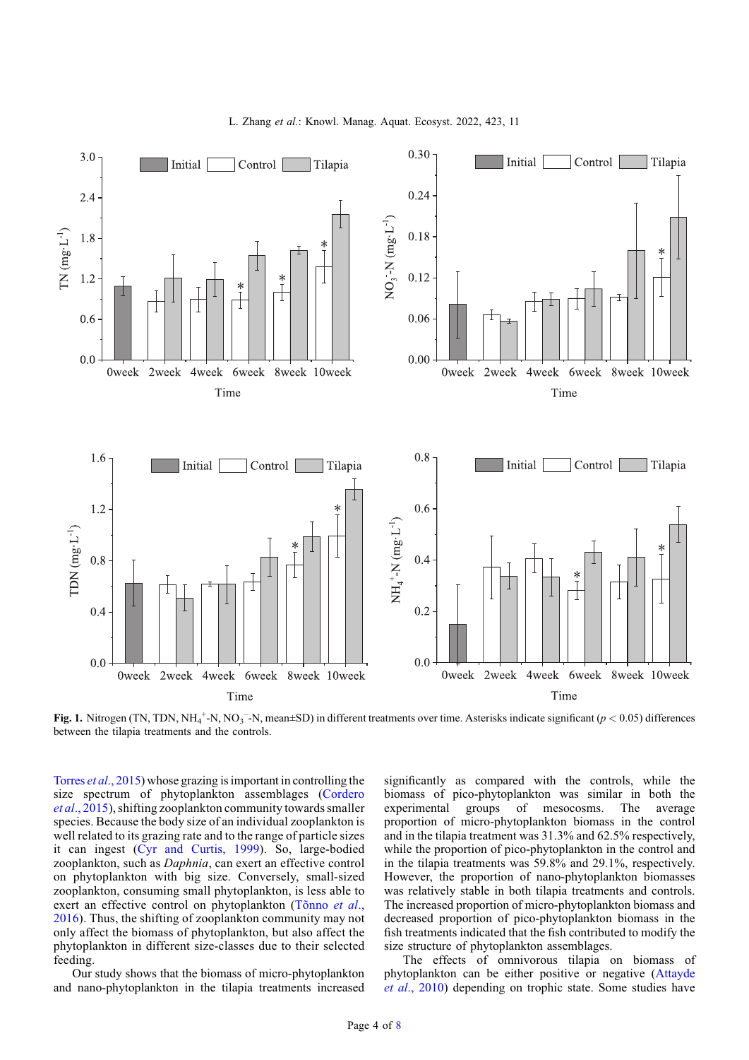3.0
2.4
1.8
1.2
0.6
0.0
TN (mg·L$^{-1}$)
Initial Control Tilapia
*
*
*
0week 2week 4week 6week 8week 10week
Time

0.30
0.24
0.18
0.12
0.06
0.00
$NO_3^-$-N (mg·L$^{-1}$)
Initial Control Tilapia
*
0week 2week 4week 6week 8week 10week
Time

1.6
1.2
0.8
0.4
0.0
TDN (mg·L$^{-1}$)
Initial Control Tilapia
*
*
0week 2week 4week 6week 8week 10week
Time

0.8
0.6
0.4
0.2
0.0
$NH_4^+$-N (mg·L$^{-1}$)
Initial Control Tilapia
*
*
0week 2week 4week 6week 8week 10week
Time

**Fig. 1.** Nitrogen (TN, TDN, $NH_4^+$-N, $NO_3^-$-N, mean±SD) in different treatments over time. Asterisks indicate significant ($p < 0.05$) differences between the tilapia treatments and the controls.

Torres *et al.*, 2015) whose grazing is important in controlling the size spectrum of phytoplankton assemblages (Cordero *et al.*, 2015), shifting zooplankton community towards smaller species. Because the body size of an individual zooplankton is well related to its grazing rate and to the range of particle sizes it can ingest (Cyr and Curtis, 1999). So, large-bodied zooplankton, such as *Daphnia*, can exert an effective control on phytoplankton with big size. Conversely, small-sized zooplankton, consuming small phytoplankton, is less able to exert an effective control on phytoplankton (Tõnno *et al.*, 2016). Thus, the shifting of zooplankton community may not only affect the biomass of phytoplankton, but also affect the phytoplankton in different size-classes due to their selected feeding.

Our study shows that the biomass of micro-phytoplankton and nano-phytoplankton in the tilapia treatments increased significantly as compared with the controls, while the biomass of pico-phytoplankton was similar in both the experimental groups of mesocosms. The average proportion of micro-phytoplankton biomass in the control and in the tilapia treatment was 31.3% and 62.5% respectively, while the proportion of pico-phytoplankton in the control and in the tilapia treatments was 59.8% and 29.1%, respectively. However, the proportion of nano-phytoplankton biomasses was relatively stable in both tilapia treatments and controls. The increased proportion of micro-phytoplankton biomass and decreased proportion of pico-phytoplankton biomass in the fish treatments indicated that the fish contributed to modify the size structure of phytoplankton assemblages.

The effects of omnivorous tilapia on biomass of phytoplankton can be either positive or negative (Attayde *et al.*, 2010) depending on trophic state. Some studies have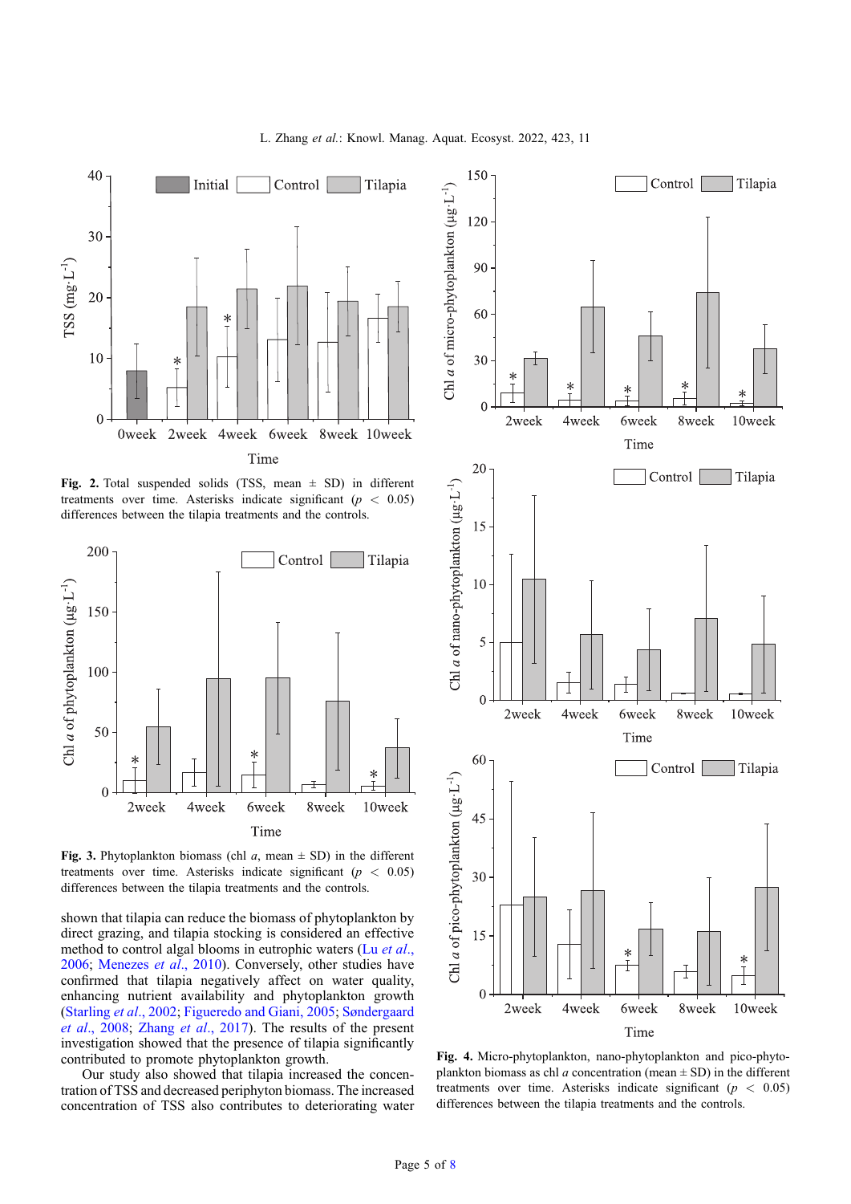40
30
20
10
0
TSS (mg·L⁻¹)
Initial
Control
Tilapia
0week 2week 4week 6week 8week 10week
Time
*
*

**Fig. 2.** Total suspended solids (TSS, mean ± SD) in different treatments over time. Asterisks indicate significant ($p < 0.05$) differences between the tilapia treatments and the controls.

200
150
100
50
0
Chl *a* of phytoplankton (μg·L⁻¹)
Control
Tilapia
2week 4week 6week 8week 10week
Time
*
*
*

**Fig. 3.** Phytoplankton biomass (chl *a*, mean ± SD) in the different treatments over time. Asterisks indicate significant ($p < 0.05$) differences between the tilapia treatments and the controls.

shown that tilapia can reduce the biomass of phytoplankton by direct grazing, and tilapia stocking is considered an effective method to control algal blooms in eutrophic waters (Lu *et al.*, 2006; Menezes *et al.*, 2010). Conversely, other studies have confirmed that tilapia negatively affect on water quality, enhancing nutrient availability and phytoplankton growth (Starling *et al.*, 2002; Figueredo and Giani, 2005; Søndergaard *et al.*, 2008; Zhang *et al.*, 2017). The results of the present investigation showed that the presence of tilapia significantly contributed to promote phytoplankton growth.

Our study also showed that tilapia increased the concentration of TSS and decreased periphyton biomass. The increased concentration of TSS also contributes to deteriorating water

150
120
90
60
30
0
Chl *a* of micro-phytoplankton (μg·L⁻¹)
Control
Tilapia
2week 4week 6week 8week 10week
Time
*
*
*
*
*

20
15
10
5
0
Chl *a* of nano-phytoplankton (μg·L⁻¹)
Control
Tilapia
2week 4week 6week 8week 10week
Time

60
45
30
15
0
Chl *a* of pico-phytoplankton (μg·L⁻¹)
Control
Tilapia
2week 4week 6week 8week 10week
Time
*
*

**Fig. 4.** Micro-phytoplankton, nano-phytoplankton and pico-phytoplankton biomass as chl *a* concentration (mean ± SD) in the different treatments over time. Asterisks indicate significant ($p < 0.05$) differences between the tilapia treatments and the controls.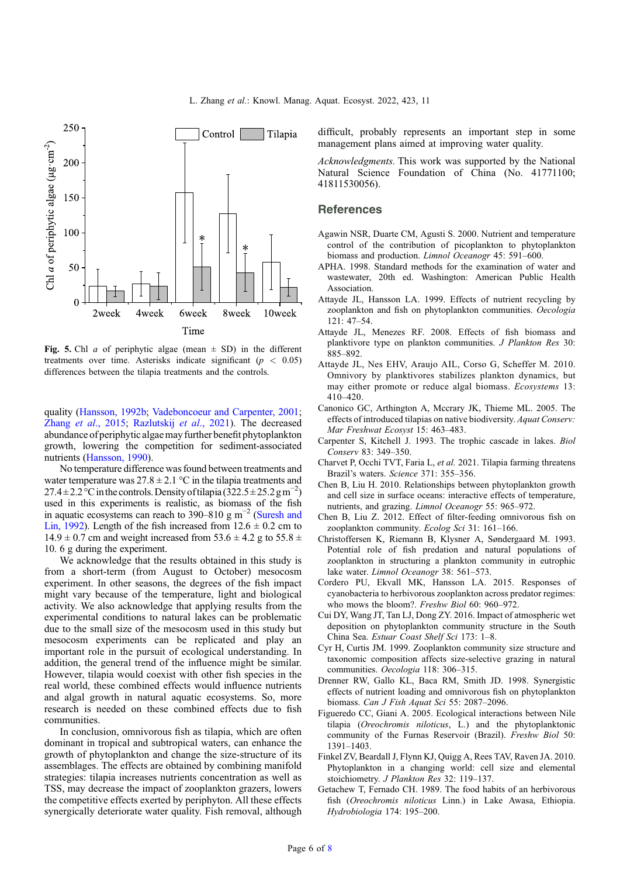250
200
150
100
50
0
Chl *a* of periphytic algae (μg·cm⁻²)
Control
Tilapia
*
*
2week
4week
6week
8week
10week
Time

**Fig. 5.** Chl *a* of periphytic algae (mean ± SD) in the different treatments over time. Asterisks indicate significant ($p < 0.05$) differences between the tilapia treatments and the controls.

quality (Hansson, 1992b; Vadeboncoeur and Carpenter, 2001; Zhang *et al*., 2015; Razlutskij *et al*., 2021). The decreased abundance of periphytic algae may further benefit phytoplankton growth, lowering the competition for sediment-associated nutrients (Hansson, 1990).

No temperature difference was found between treatments and water temperature was 27.8 ± 2.1 °C in the tilapia treatments and 27.4 ± 2.2 °C in the controls. Density of tilapia (322.5 ± 25.2 g $m^{-2}$) used in this experiments is realistic, as biomass of the fish in aquatic ecosystems can reach to 390–810 g $m^{-2}$ (Suresh and Lin, 1992). Length of the fish increased from 12.6 ± 0.2 cm to 14.9 ± 0.7 cm and weight increased from 53.6 ± 4.2 g to 55.8 ± 10. 6 g during the experiment.

We acknowledge that the results obtained in this study is from a short-term (from August to October) mesocosm experiment. In other seasons, the degrees of the fish impact might vary because of the temperature, light and biological activity. We also acknowledge that applying results from the experimental conditions to natural lakes can be problematic due to the small size of the mesocosm used in this study but mesocosm experiments can be replicated and play an important role in the pursuit of ecological understanding. In addition, the general trend of the influence might be similar. However, tilapia would coexist with other fish species in the real world, these combined effects would influence nutrients and algal growth in natural aquatic ecosystems. So, more research is needed on these combined effects due to fish communities.

In conclusion, omnivorous fish as tilapia, which are often dominant in tropical and subtropical waters, can enhance the growth of phytoplankton and change the size-structure of its assemblages. The effects are obtained by combining manifold strategies: tilapia increases nutrients concentration as well as TSS, may decrease the impact of zooplankton grazers, lowers the competitive effects exerted by periphyton. All these effects synergically deteriorate water quality. Fish removal, although difficult, probably represents an important step in some management plans aimed at improving water quality.

*Acknowledgments.* This work was supported by the National Natural Science Foundation of China (No. 41771100; 41811530056).

## References

Agawin NSR, Duarte CM, Agusti S. 2000. Nutrient and temperature control of the contribution of picoplankton to phytoplankton biomass and production. *Limnol Oceanogr* 45: 591–600.

APHA. 1998. Standard methods for the examination of water and wastewater, 20th ed. Washington: American Public Health Association.

Attayde JL, Hansson LA. 1999. Effects of nutrient recycling by zooplankton and fish on phytoplankton communities. *Oecologia* 121: 47–54.

Attayde JL, Menezes RF. 2008. Effects of fish biomass and planktivore type on plankton communities. *J Plankton Res* 30: 885–892.

Attayde JL, Nes EHV, Araujo AIL, Corso G, Scheffer M. 2010. Omnivory by planktivores stabilizes plankton dynamics, but may either promote or reduce algal biomass. *Ecosystems* 13: 410–420.

Canonico GC, Arthington A, Mccrary JK, Thieme ML. 2005. The effects of introduced tilapias on native biodiversity. *Aquat Conserv: Mar Freshwat Ecosyst* 15: 463–483.

Carpenter S, Kitchell J. 1993. The trophic cascade in lakes. *Biol Conserv* 83: 349–350.

Charvet P, Occhi TVT, Faria L, *et al.* 2021. Tilapia farming threatens Brazil's waters. *Science* 371: 355–356.

Chen B, Liu H. 2010. Relationships between phytoplankton growth and cell size in surface oceans: interactive effects of temperature, nutrients, and grazing. *Limnol Oceanogr* 55: 965–972.

Chen B, Liu Z. 2012. Effect of filter-feeding omnivorous fish on zooplankton community. *Ecolog Sci* 31: 161–166.

Christoffersen K, Riemann B, Klysner A, Søndergaard M. 1993. Potential role of fish predation and natural populations of zooplankton in structuring a plankton community in eutrophic lake water. *Limnol Oceanogr* 38: 561–573.

Cordero PU, Ekvall MK, Hansson LA. 2015. Responses of cyanobacteria to herbivorous zooplankton across predator regimes: who mows the bloom?. *Freshw Biol* 60: 960–972.

Cui DY, Wang JT, Tan LJ, Dong ZY. 2016. Impact of atmospheric wet deposition on phytoplankton community structure in the South China Sea. *Estuar Coast Shelf Sci* 173: 1–8.

Cyr H, Curtis JM. 1999. Zooplankton community size structure and taxonomic composition affects size-selective grazing in natural communities. *Oecologia* 118: 306–315.

Drenner RW, Gallo KL, Baca RM, Smith JD. 1998. Synergistic effects of nutrient loading and omnivorous fish on phytoplankton biomass. *Can J Fish Aquat Sci* 55: 2087–2096.

Figueredo CC, Giani A. 2005. Ecological interactions between Nile tilapia (*Oreochromis niloticus*, L.) and the phytoplanktonic community of the Furnas Reservoir (Brazil). *Freshw Biol* 50: 1391–1403.

Finkel ZV, Beardall J, Flynn KJ, Quigg A, Rees TAV, Raven JA. 2010. Phytoplankton in a changing world: cell size and elemental stoichiometry. *J Plankton Res* 32: 119–137.

Getachew T, Fernado CH. 1989. The food habits of an herbivorous fish (*Oreochromis niloticus* Linn.) in Lake Awasa, Ethiopia. *Hydrobiologia* 174: 195–200.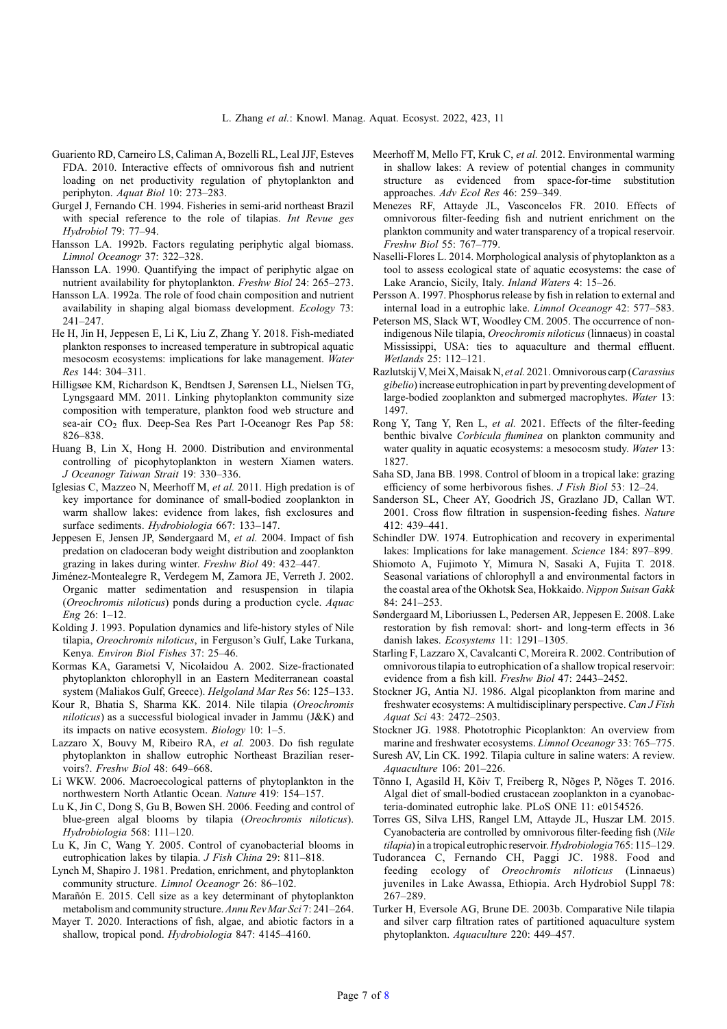Guariento RD, Carneiro LS, Caliman A, Bozelli RL, Leal JJF, Esteves FDA. 2010. Interactive effects of omnivorous fish and nutrient loading on net productivity regulation of phytoplankton and periphyton. *Aquat Biol* 10: 273–283.

Gurgel J, Fernando CH. 1994. Fisheries in semi-arid northeast Brazil with special reference to the role of tilapias. *Int Revue ges Hydrobiol* 79: 77–94.

Hansson LA. 1992b. Factors regulating periphytic algal biomass. *Limnol Oceanogr* 37: 322–328.

Hansson LA. 1990. Quantifying the impact of periphytic algae on nutrient availability for phytoplankton. *Freshw Biol* 24: 265–273.

Hansson LA. 1992a. The role of food chain composition and nutrient availability in shaping algal biomass development. *Ecology* 73: 241–247.

He H, Jin H, Jeppesen E, Li K, Liu Z, Zhang Y. 2018. Fish-mediated plankton responses to increased temperature in subtropical aquatic mesocosm ecosystems: implications for lake management. *Water Res* 144: 304–311.

Hilligsøe KM, Richardson K, Bendtsen J, Sørensen LL, Nielsen TG, Lyngsgaard MM. 2011. Linking phytoplankton community size composition with temperature, plankton food web structure and sea-air $CO_2$ flux. Deep-Sea Res Part I-Oceanogr Res Pap 58: 826–838.

Huang B, Lin X, Hong H. 2000. Distribution and environmental controlling of picophytoplankton in western Xiamen waters. *J Oceanogr Taiwan Strait* 19: 330–336.

Iglesias C, Mazzeo N, Meerhoff M, *et al.* 2011. High predation is of key importance for dominance of small-bodied zooplankton in warm shallow lakes: evidence from lakes, fish exclosures and surface sediments. *Hydrobiologia* 667: 133–147.

Jeppesen E, Jensen JP, Søndergaard M, *et al.* 2004. Impact of fish predation on cladoceran body weight distribution and zooplankton grazing in lakes during winter. *Freshw Biol* 49: 432–447.

Jiménez-Montealegre R, Verdegem M, Zamora JE, Verreth J. 2002. Organic matter sedimentation and resuspension in tilapia (*Oreochromis niloticus*) ponds during a production cycle. *Aquac Eng* 26: 1–12.

Kolding J. 1993. Population dynamics and life-history styles of Nile tilapia, *Oreochromis niloticus*, in Ferguson's Gulf, Lake Turkana, Kenya. *Environ Biol Fishes* 37: 25–46.

Kormas KA, Garametsi V, Nicolaidou A. 2002. Size-fractionated phytoplankton chlorophyll in an Eastern Mediterranean coastal system (Maliakos Gulf, Greece). *Helgoland Mar Res* 56: 125–133.

Kour R, Bhatia S, Sharma KK. 2014. Nile tilapia (*Oreochromis niloticus*) as a successful biological invader in Jammu (J&K) and its impacts on native ecosystem. *Biology* 10: 1–5.

Lazzaro X, Bouvy M, Ribeiro RA, *et al.* 2003. Do fish regulate phytoplankton in shallow eutrophic Northeast Brazilian reservoirs?. *Freshw Biol* 48: 649–668.

Li WKW. 2006. Macroecological patterns of phytoplankton in the northwestern North Atlantic Ocean. *Nature* 419: 154–157.

Lu K, Jin C, Dong S, Gu B, Bowen SH. 2006. Feeding and control of blue-green algal blooms by tilapia (*Oreochromis niloticus*). *Hydrobiologia* 568: 111–120.

Lu K, Jin C, Wang Y. 2005. Control of cyanobacterial blooms in eutrophication lakes by tilapia. *J Fish China* 29: 811–818.

Lynch M, Shapiro J. 1981. Predation, enrichment, and phytoplankton community structure. *Limnol Oceanogr* 26: 86–102.

Marañón E. 2015. Cell size as a key determinant of phytoplankton metabolism and community structure. *Annu Rev Mar Sci* 7: 241–264.

Mayer T. 2020. Interactions of fish, algae, and abiotic factors in a shallow, tropical pond. *Hydrobiologia* 847: 4145–4160.

Meerhoff M, Mello FT, Kruk C, *et al.* 2012. Environmental warming in shallow lakes: A review of potential changes in community structure as evidenced from space-for-time substitution approaches. *Adv Ecol Res* 46: 259–349.

Menezes RF, Attayde JL, Vasconcelos FR. 2010. Effects of omnivorous filter-feeding fish and nutrient enrichment on the plankton community and water transparency of a tropical reservoir. *Freshw Biol* 55: 767–779.

Naselli-Flores L. 2014. Morphological analysis of phytoplankton as a tool to assess ecological state of aquatic ecosystems: the case of Lake Arancio, Sicily, Italy. *Inland Waters* 4: 15–26.

Persson A. 1997. Phosphorus release by fish in relation to external and internal load in a eutrophic lake. *Limnol Oceanogr* 42: 577–583.

Peterson MS, Slack WT, Woodley CM. 2005. The occurrence of non-indigenous Nile tilapia, *Oreochromis niloticus* (linnaeus) in coastal Mississippi, USA: ties to aquaculture and thermal effluent. *Wetlands* 25: 112–121.

Razlutskij V, Mei X, Maisak N, *et al.* 2021. Omnivorous carp (*Carassius gibelio*) increase eutrophication in part by preventing development of large-bodied zooplankton and submerged macrophytes. *Water* 13: 1497.

Rong Y, Tang Y, Ren L, *et al.* 2021. Effects of the filter-feeding benthic bivalve *Corbicula fluminea* on plankton community and water quality in aquatic ecosystems: a mesocosm study. *Water* 13: 1827.

Saha SD, Jana BB. 1998. Control of bloom in a tropical lake: grazing efficiency of some herbivorous fishes. *J Fish Biol* 53: 12–24.

Sanderson SL, Cheer AY, Goodrich JS, Grazlano JD, Callan WT. 2001. Cross flow filtration in suspension-feeding fishes. *Nature* 412: 439–441.

Schindler DW. 1974. Eutrophication and recovery in experimental lakes: Implications for lake management. *Science* 184: 897–899.

Shiomoto A, Fujimoto Y, Mimura N, Sasaki A, Fujita T. 2018. Seasonal variations of chlorophyll a and environmental factors in the coastal area of the Okhotsk Sea, Hokkaido. *Nippon Suisan Gakk* 84: 241–253.

Søndergaard M, Liboriussen L, Pedersen AR, Jeppesen E. 2008. Lake restoration by fish removal: short- and long-term effects in 36 danish lakes. *Ecosystems* 11: 1291–1305.

Starling F, Lazzaro X, Cavalcanti C, Moreira R. 2002. Contribution of omnivorous tilapia to eutrophication of a shallow tropical reservoir: evidence from a fish kill. *Freshw Biol* 47: 2443–2452.

Stockner JG, Antia NJ. 1986. Algal picoplankton from marine and freshwater ecosystems: A multidisciplinary perspective. *Can J Fish Aquat Sci* 43: 2472–2503.

Stockner JG. 1988. Phototrophic Picoplankton: An overview from marine and freshwater ecosystems. *Limnol Oceanogr* 33: 765–775.

Suresh AV, Lin CK. 1992. Tilapia culture in saline waters: A review. *Aquaculture* 106: 201–226.

Tõnno I, Agasild H, Kõiv T, Freiberg R, Nõges P, Nõges T. 2016. Algal diet of small-bodied crustacean zooplankton in a cyanobacteria-dominated eutrophic lake. PLoS ONE 11: e0154526.

Torres GS, Silva LHS, Rangel LM, Attayde JL, Huszar LM. 2015. Cyanobacteria are controlled by omnivorous filter-feeding fish (*Nile tilapia*) in a tropical eutrophic reservoir. *Hydrobiologia* 765: 115–129.

Tudorancea C, Fernando CH, Paggi JC. 1988. Food and feeding ecology of *Oreochromis niloticus* (Linnaeus) juveniles in Lake Awassa, Ethiopia. Arch Hydrobiol Suppl 78: 267–289.

Turker H, Eversole AG, Brune DE. 2003b. Comparative Nile tilapia and silver carp filtration rates of partitioned aquaculture system phytoplankton. *Aquaculture* 220: 449–457.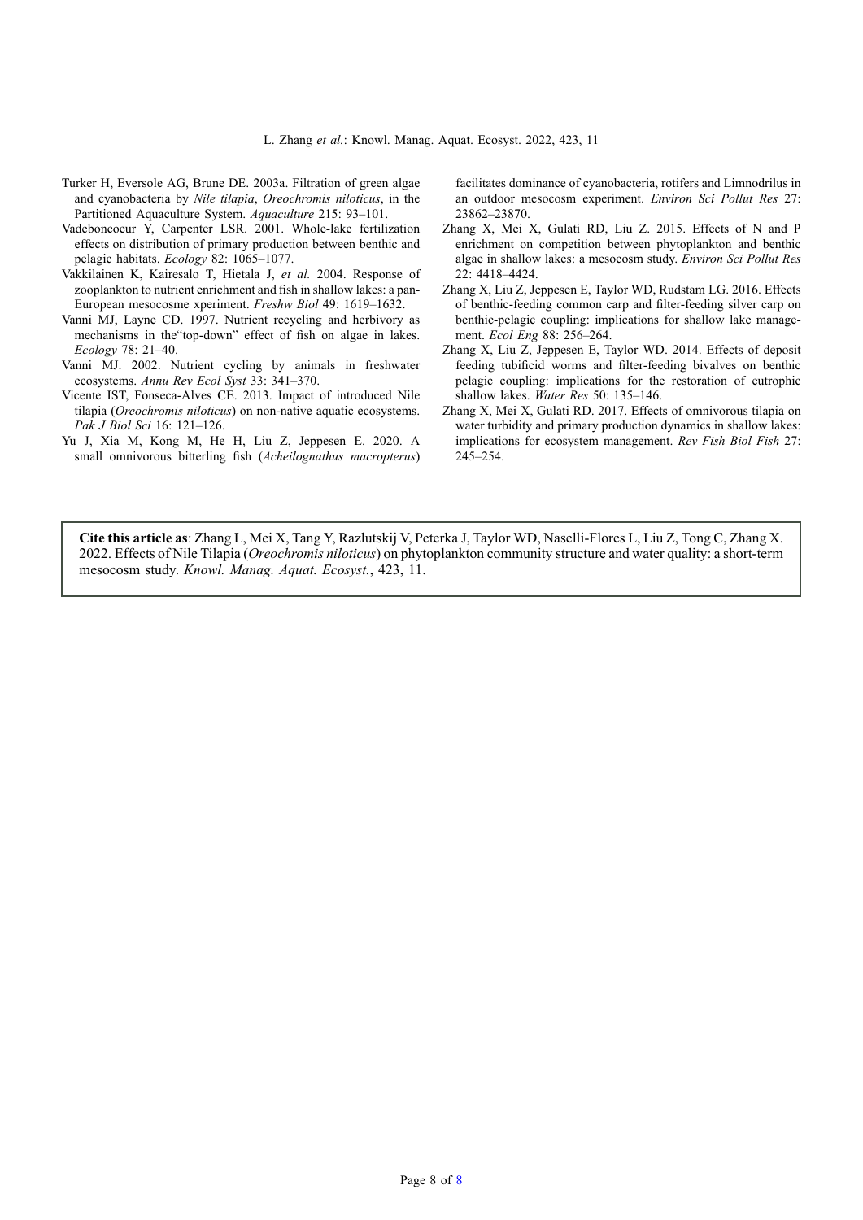Turker H, Eversole AG, Brune DE. 2003a. Filtration of green algae and cyanobacteria by *Nile tilapia*, *Oreochromis niloticus*, in the Partitioned Aquaculture System. *Aquaculture* 215: 93–101.

Vadeboncoeur Y, Carpenter LSR. 2001. Whole-lake fertilization effects on distribution of primary production between benthic and pelagic habitats. *Ecology* 82: 1065–1077.

Vakkilainen K, Kairesalo T, Hietala J, *et al.* 2004. Response of zooplankton to nutrient enrichment and fish in shallow lakes: a pan-European mesocosme xperiment. *Freshw Biol* 49: 1619–1632.

Vanni MJ, Layne CD. 1997. Nutrient recycling and herbivory as mechanisms in the"top-down" effect of fish on algae in lakes. *Ecology* 78: 21–40.

Vanni MJ. 2002. Nutrient cycling by animals in freshwater ecosystems. *Annu Rev Ecol Syst* 33: 341–370.

Vicente IST, Fonseca-Alves CE. 2013. Impact of introduced Nile tilapia (*Oreochromis niloticus*) on non-native aquatic ecosystems. *Pak J Biol Sci* 16: 121–126.

Yu J, Xia M, Kong M, He H, Liu Z, Jeppesen E. 2020. A small omnivorous bitterling fish (*Acheilognathus macropterus*) facilitates dominance of cyanobacteria, rotifers and Limnodrilus in an outdoor mesocosm experiment. *Environ Sci Pollut Res* 27: 23862–23870.

Zhang X, Mei X, Gulati RD, Liu Z. 2015. Effects of N and P enrichment on competition between phytoplankton and benthic algae in shallow lakes: a mesocosm study. *Environ Sci Pollut Res* 22: 4418–4424.

Zhang X, Liu Z, Jeppesen E, Taylor WD, Rudstam LG. 2016. Effects of benthic-feeding common carp and filter-feeding silver carp on benthic-pelagic coupling: implications for shallow lake management. *Ecol Eng* 88: 256–264.

Zhang X, Liu Z, Jeppesen E, Taylor WD. 2014. Effects of deposit feeding tubificid worms and filter-feeding bivalves on benthic pelagic coupling: implications for the restoration of eutrophic shallow lakes. *Water Res* 50: 135–146.

Zhang X, Mei X, Gulati RD. 2017. Effects of omnivorous tilapia on water turbidity and primary production dynamics in shallow lakes: implications for ecosystem management. *Rev Fish Biol Fish* 27: 245–254.

**Cite this article as**: Zhang L, Mei X, Tang Y, Razlutskij V, Peterka J, Taylor WD, Naselli-Flores L, Liu Z, Tong C, Zhang X. 2022. Effects of Nile Tilapia (*Oreochromis niloticus*) on phytoplankton community structure and water quality: a short-term mesocosm study. *Knowl. Manag. Aquat. Ecosyst.*, 423, 11.